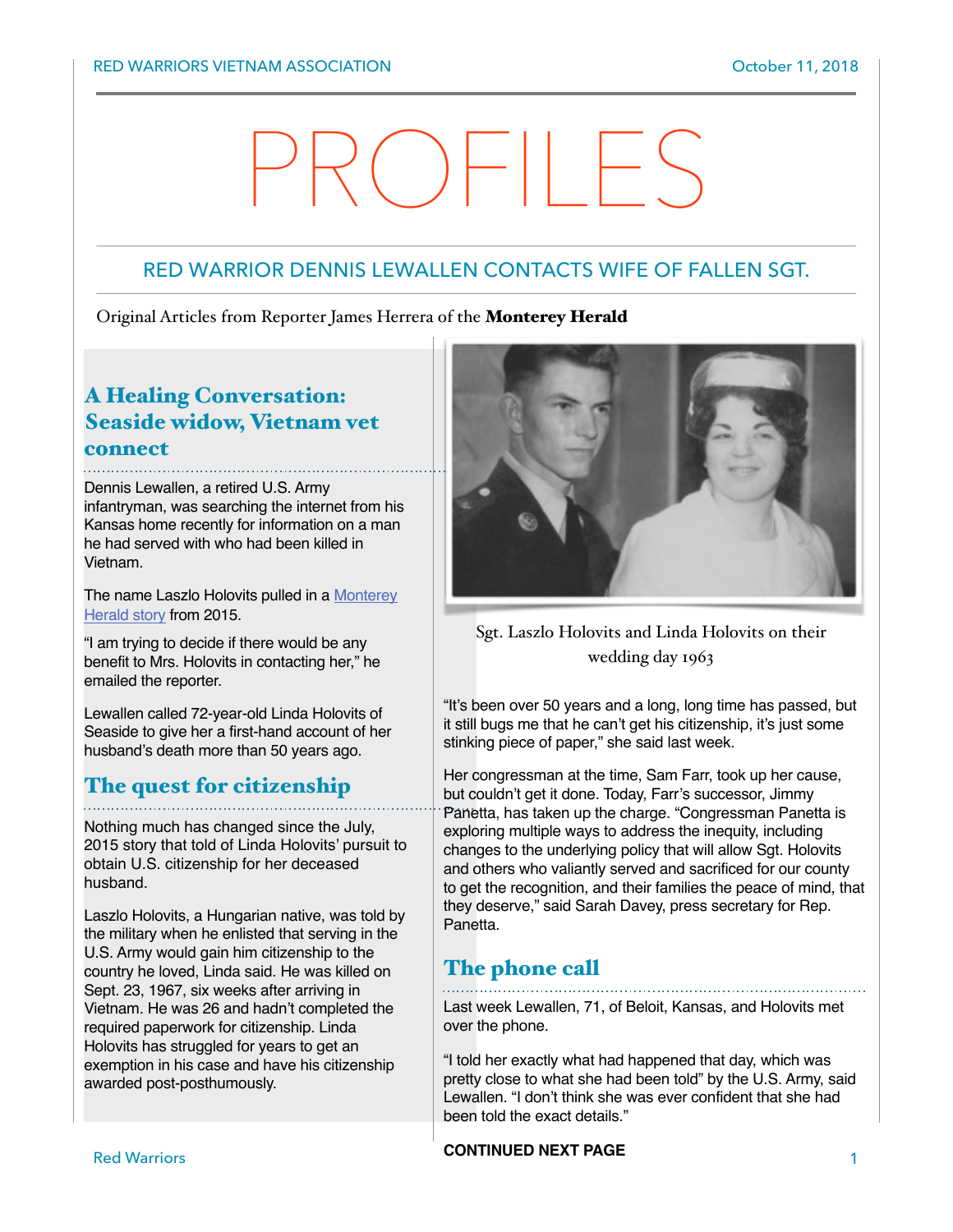# PROFILES

## RED WARRIOR DENNIS LEWALLEN CONTACTS WIFE OF FALLEN SGT.

Original Articles from Reporter James Herrera of the **Monterey Herald**

### A Healing Conversation: Seaside widow, Vietnam vet connect

Dennis Lewallen, a retired U.S. Army infantryman, was searching the internet from his Kansas home recently for information on a man he had served with who had been killed in Vietnam.

The name Laszlo Holovits pulled in a Monterey Herald story from 2015.

"I am trying to decide if there would be any benefit to Mrs. Holovits in contacting her," he emailed the reporter.

Lewallen called 72-year-old Linda Holovits of Seaside to give her a first-hand account of her husband's death more than 50 years ago.

### The quest for citizenship

Nothing much has changed since the July, 2015 story that told of Linda Holovits' pursuit to obtain U.S. citizenship for her deceased husband.

Laszlo Holovits, a Hungarian native, was told by the military when he enlisted that serving in the U.S. Army would gain him citizenship to the country he loved, Linda said. He was killed on Sept. 23, 1967, six weeks after arriving in Vietnam. He was 26 and hadn't completed the required paperwork for citizenship. Linda Holovits has struggled for years to get an exemption in his case and have his citizenship awarded post-posthumously.

Sgt. Laszlo Holovits and Linda Holovits on their wedding day 1963

"It's been over 50 years and a long, long time has passed, but it still bugs me that he can't get his citizenship, it's just some stinking piece of paper," she said last week.

Her congressman at the time, Sam Farr, took up her cause, but couldn't get it done. Today, Farr's successor, Jimmy Panetta, has taken up the charge. "Congressman Panetta is exploring multiple ways to address the inequity, including changes to the underlying policy that will allow Sgt. Holovits and others who valiantly served and sacrificed for our county to get the recognition, and their families the peace of mind, that they deserve," said Sarah Davey, press secretary for Rep. Panetta.

### The phone call

Last week Lewallen, 71, of Beloit, Kansas, and Holovits met over the phone.

"I told her exactly what had happened that day, which was pretty close to what she had been told" by the U.S. Army, said Lewallen. "I don't think she was ever confident that she had been told the exact details."

**CONTINUED NEXT PAGE**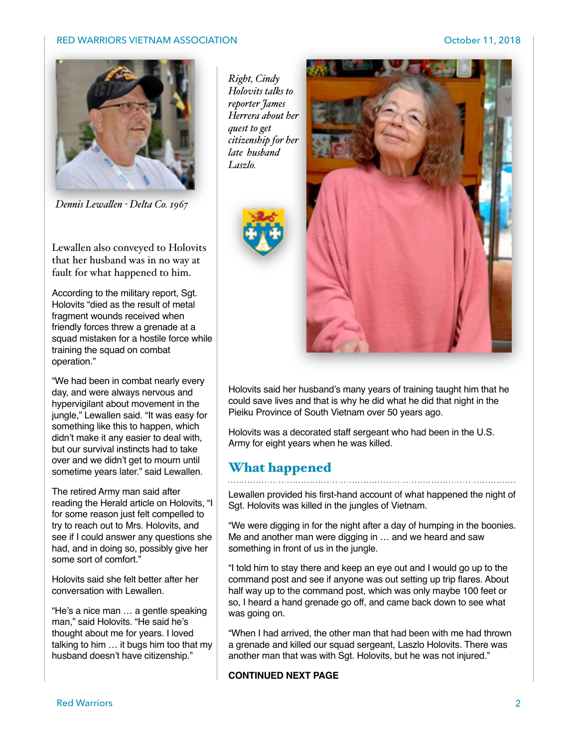*Dennis Lewallen - Delta Co. 1967*

Lewallen also conveyed to Holovits that her husband was in no way at fault for what happened to him.

According to the military report, Sgt. Holovits "died as the result of metal fragment wounds received when friendly forces threw a grenade at a squad mistaken for a hostile force while training the squad on combat operation."

"We had been in combat nearly every day, and were always nervous and hypervigilant about movement in the jungle," Lewallen said. "It was easy for something like this to happen, which didn't make it any easier to deal with, but our survival instincts had to take over and we didn't get to mourn until sometime years later." said Lewallen.

The retired Army man said after reading the Herald article on Holovits, "I for some reason just felt compelled to try to reach out to Mrs. Holovits, and see if I could answer any questions she had, and in doing so, possibly give her some sort of comfort."

Holovits said she felt better after her conversation with Lewallen.

"He's a nice man … a gentle speaking man," said Holovits. "He said he's thought about me for years. I loved talking to him … it bugs him too that my husband doesn't have citizenship."

*Right, Cindy Holovits talks to reporter James Herrera about her quest to get citizenship for her late husband Laszlo.*

Holovits said her husband's many years of training taught him that he could save lives and that is why he did what he did that night in the Pieiku Province of South Vietnam over 50 years ago.

Holovits was a decorated staff sergeant who had been in the U.S. Army for eight years when he was killed.

## What happened

Lewallen provided his first-hand account of what happened the night of Sgt. Holovits was killed in the jungles of Vietnam.

"We were digging in for the night after a day of humping in the boonies. Me and another man were digging in … and we heard and saw something in front of us in the jungle.

"I told him to stay there and keep an eye out and I would go up to the command post and see if anyone was out setting up trip flares. About half way up to the command post, which was only maybe 100 feet or so, I heard a hand grenade go off, and came back down to see what was going on.

"When I had arrived, the other man that had been with me had thrown a grenade and killed our squad sergeant, Laszlo Holovits. There was another man that was with Sgt. Holovits, but he was not injured."

**CONTINUED NEXT PAGE**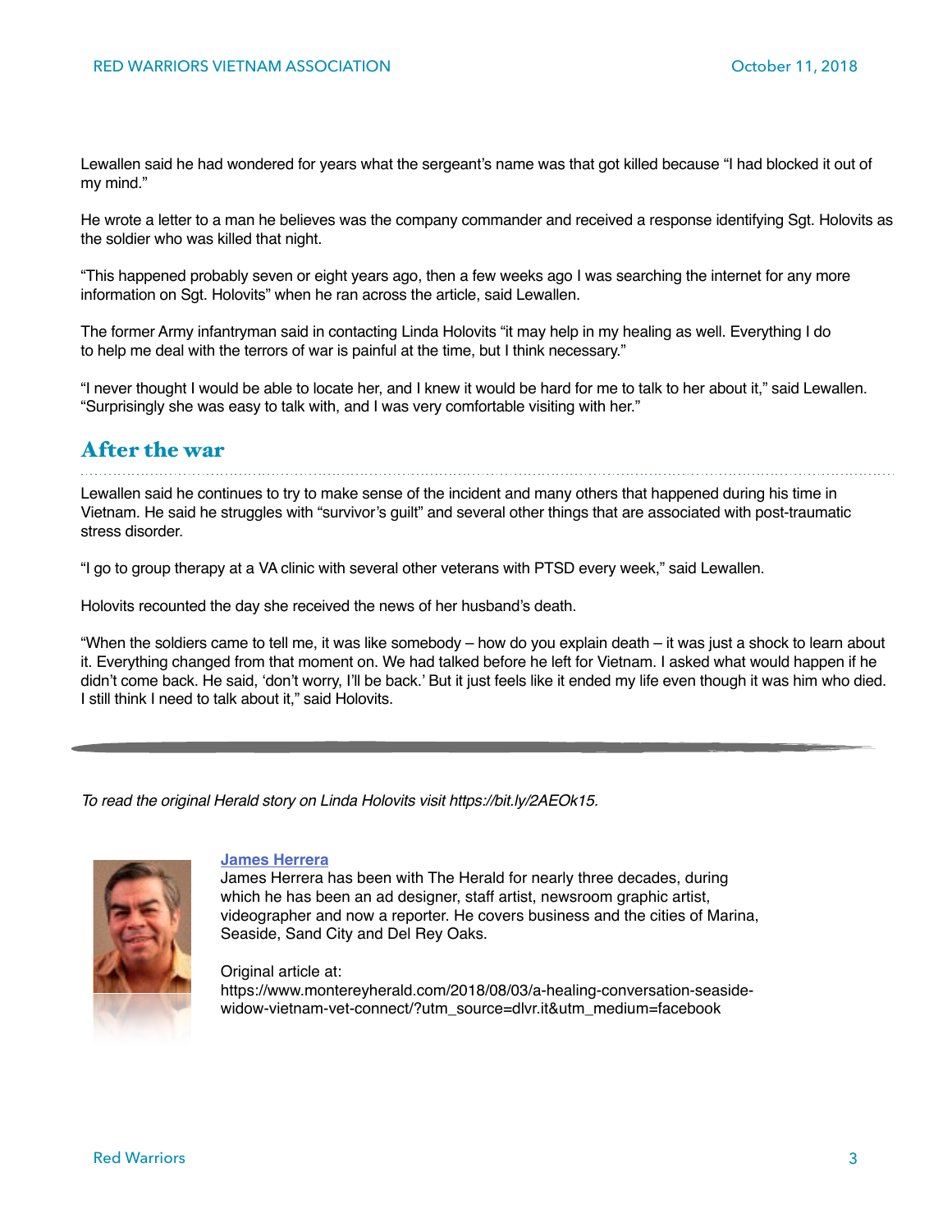Lewallen said he had wondered for years what the sergeant's name was that got killed because "I had blocked it out of my mind."

He wrote a letter to a man he believes was the company commander and received a response identifying Sgt. Holovits as the soldier who was killed that night.

"This happened probably seven or eight years ago, then a few weeks ago I was searching the internet for any more information on Sgt. Holovits" when he ran across the article, said Lewallen.

The former Army infantryman said in contacting Linda Holovits "it may help in my healing as well. Everything I do to help me deal with the terrors of war is painful at the time, but I think necessary."

"I never thought I would be able to locate her, and I knew it would be hard for me to talk to her about it," said Lewallen. "Surprisingly she was easy to talk with, and I was very comfortable visiting with her."

## After the war

Lewallen said he continues to try to make sense of the incident and many others that happened during his time in Vietnam. He said he struggles with "survivor's guilt" and several other things that are associated with post-traumatic stress disorder.

"I go to group therapy at a VA clinic with several other veterans with PTSD every week," said Lewallen.

Holovits recounted the day she received the news of her husband's death.

"When the soldiers came to tell me, it was like somebody – how do you explain death – it was just a shock to learn about it. Everything changed from that moment on. We had talked before he left for Vietnam. I asked what would happen if he didn't come back. He said, 'don't worry, I'll be back.' But it just feels like it ended my life even though it was him who died. I still think I need to talk about it," said Holovits.

---

*To read the original Herald story on Linda Holovits visit https://bit.ly/2AEOk15.*

**James Herrera**
James Herrera has been with The Herald for nearly three decades, during which he has been an ad designer, staff artist, newsroom graphic artist, videographer and now a reporter. He covers business and the cities of Marina, Seaside, Sand City and Del Rey Oaks.

Original article at:
https://www.montereyherald.com/2018/08/03/a-healing-conversation-seaside-widow-vietnam-vet-connect/?utm_source=dlvr.it&utm_medium=facebook